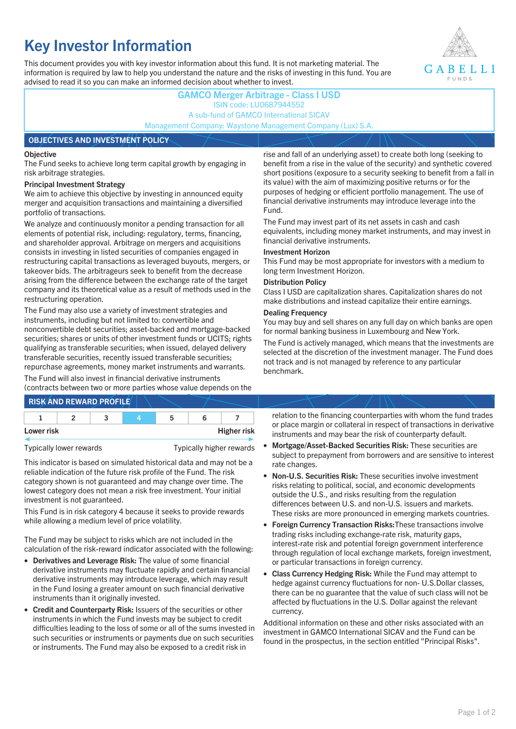# Key Investor Information

This document provides you with key investor information about this fund. It is not marketing material. The information is required by law to help you understand the nature and the risks of investing in this fund. You are advised to read it so you can make an informed decision about whether to invest.

GABELLI FUNDS

**GAMCO Merger Arbitrage - Class I USD**
ISIN code: LU0687944552
A sub-fund of GAMCO International SICAV
Management Company: Waystone Management Company (Lux) S.A.

## OBJECTIVES AND INVESTMENT POLICY

**Objective**

The Fund seeks to achieve long term capital growth by engaging in risk arbitrage strategies.

**Principal Investment Strategy**

We aim to achieve this objective by investing in announced equity merger and acquisition transactions and maintaining a diversified portfolio of transactions.

We analyze and continuously monitor a pending transaction for all elements of potential risk, including: regulatory, terms, financing, and shareholder approval. Arbitrage on mergers and acquisitions consists in investing in listed securities of companies engaged in restructuring capital transactions as leveraged buyouts, mergers, or takeover bids. The arbitrageurs seek to benefit from the decrease arising from the difference between the exchange rate of the target company and its theoretical value as a result of methods used in the restructuring operation.

The Fund may also use a variety of investment strategies and instruments, including but not limited to: convertible and nonconvertible debt securities; asset-backed and mortgage-backed securities; shares or units of other investment funds or UCITS; rights qualifying as transferable securities; when issued, delayed delivery transferable securities, recently issued transferable securities; repurchase agreements, money market instruments and warrants.

The Fund will also invest in financial derivative instruments (contracts between two or more parties whose value depends on the rise and fall of an underlying asset) to create both long (seeking to benefit from a rise in the value of the security) and synthetic covered short positions (exposure to a security seeking to benefit from a fall in its value) with the aim of maximizing positive returns or for the purposes of hedging or efficient portfolio management. The use of financial derivative instruments may introduce leverage into the Fund.

The Fund may invest part of its net assets in cash and cash equivalents, including money market instruments, and may invest in financial derivative instruments.

**Investment Horizon**

This Fund may be most appropriate for investors with a medium to long term Investment Horizon.

**Distribution Policy**

Class I USD are capitalization shares. Capitalization shares do not make distributions and instead capitalize their entire earnings.

**Dealing Frequency**

You may buy and sell shares on any full day on which banks are open for normal banking business in Luxembourg and New York.

The Fund is actively managed, which means that the investments are selected at the discretion of the investment manager. The Fund does not track and is not managed by reference to any particular benchmark.

## RISK AND REWARD PROFILE

| 1 | 2 | 3 | **4** | 5 | 6 | 7 |
|---|---|---|---|---|---|---|

Lower risk — Higher risk

Typically lower rewards — Typically higher rewards

This indicator is based on simulated historical data and may not be a reliable indication of the future risk profile of the Fund. The risk category shown is not guaranteed and may change over time. The lowest category does not mean a risk free investment. Your initial investment is not guaranteed.

This Fund is in risk category 4 because it seeks to provide rewards while allowing a medium level of price volatility.

The Fund may be subject to risks which are not included in the calculation of the risk-reward indicator associated with the following:

- **Derivatives and Leverage Risk:** The value of some financial derivative instruments may fluctuate rapidly and certain financial derivative instruments may introduce leverage, which may result in the Fund losing a greater amount on such financial derivative instruments than it originally invested.
- **Credit and Counterparty Risk:** Issuers of the securities or other instruments in which the Fund invests may be subject to credit difficulties leading to the loss of some or all of the sums invested in such securities or instruments or payments due on such securities or instruments. The Fund may also be exposed to a credit risk in relation to the financing counterparties with whom the fund trades or place margin or collateral in respect of transactions in derivative instruments and may bear the risk of counterparty default.
- **Mortgage/Asset-Backed Securities Risk:** These securities are subject to prepayment from borrowers and are sensitive to interest rate changes.
- **Non-U.S. Securities Risk:** These securities involve investment risks relating to political, social, and economic developments outside the U.S., and risks resulting from the regulation differences between U.S. and non-U.S. issuers and markets. These risks are more pronounced in emerging markets countries.
- **Foreign Currency Transaction Risks:**These transactions involve trading risks including exchange-rate risk, maturity gaps, interest-rate risk and potential foreign government interference through regulation of local exchange markets, foreign investment, or particular transactions in foreign currency.
- **Class Currency Hedging Risk:** While the Fund may attempt to hedge against currency fluctuations for non- U.S.Dollar classes, there can be no guarantee that the value of such class will not be affected by fluctuations in the U.S. Dollar against the relevant currency.

Additional information on these and other risks associated with an investment in GAMCO International SICAV and the Fund can be found in the prospectus, in the section entitled "Principal Risks".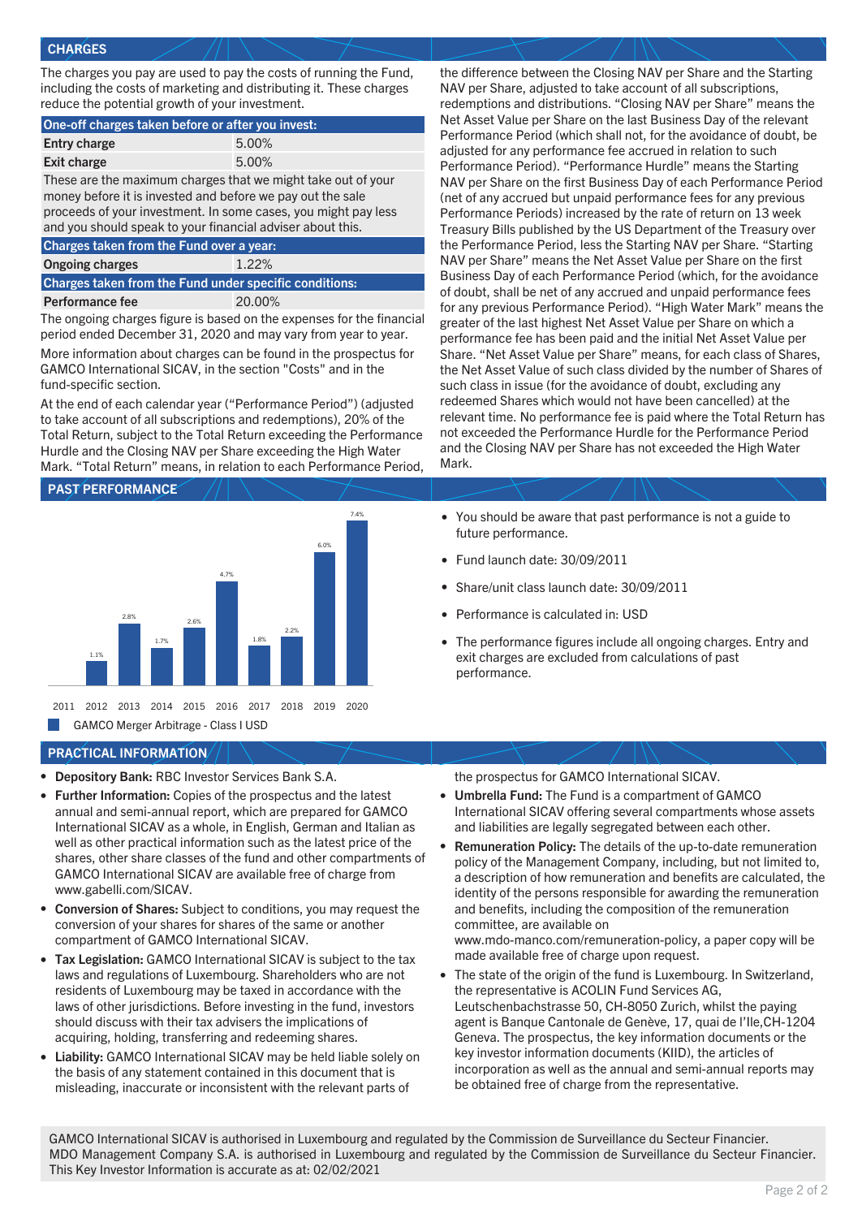## CHARGES

The charges you pay are used to pay the costs of running the Fund, including the costs of marketing and distributing it. These charges reduce the potential growth of your investment.

| One-off charges taken before or after you invest: | |
|---|---|
| **Entry charge** | 5.00% |
| **Exit charge** | 5.00% |

These are the maximum charges that we might take out of your money before it is invested and before we pay out the sale proceeds of your investment. In some cases, you might pay less and you should speak to your financial adviser about this.

| Charges taken from the Fund over a year: | |
|---|---|
| **Ongoing charges** | 1.22% |

| Charges taken from the Fund under specific conditions: | |
|---|---|
| **Performance fee** | 20.00% |

The ongoing charges figure is based on the expenses for the financial period ended December 31, 2020 and may vary from year to year.

More information about charges can be found in the prospectus for GAMCO International SICAV, in the section "Costs" and in the fund-specific section.

At the end of each calendar year ("Performance Period") (adjusted to take account of all subscriptions and redemptions), 20% of the Total Return, subject to the Total Return exceeding the Performance Hurdle and the Closing NAV per Share exceeding the High Water Mark. "Total Return" means, in relation to each Performance Period, the difference between the Closing NAV per Share and the Starting NAV per Share, adjusted to take account of all subscriptions, redemptions and distributions. "Closing NAV per Share" means the Net Asset Value per Share on the last Business Day of the relevant Performance Period (which shall not, for the avoidance of doubt, be adjusted for any performance fee accrued in relation to such Performance Period). "Performance Hurdle" means the Starting NAV per Share on the first Business Day of each Performance Period (net of any accrued but unpaid performance fees for any previous Performance Periods) increased by the rate of return on 13 week Treasury Bills published by the US Department of the Treasury over the Performance Period, less the Starting NAV per Share. "Starting NAV per Share" means the Net Asset Value per Share on the first Business Day of each Performance Period (which, for the avoidance of doubt, shall be net of any accrued and unpaid performance fees for any previous Performance Period). "High Water Mark" means the greater of the last highest Net Asset Value per Share on which a performance fee has been paid and the initial Net Asset Value per Share. "Net Asset Value per Share" means, for each class of Shares, the Net Asset Value of such class divided by the number of Shares of such class in issue (for the avoidance of doubt, excluding any redeemed Shares which would not have been cancelled) at the relevant time. No performance fee is paid where the Total Return has not exceeded the Performance Hurdle for the Performance Period and the Closing NAV per Share has not exceeded the High Water Mark.

## PAST PERFORMANCE

1.1% 2.8% 1.7% 2.6% 4.7% 1.8% 2.2% 6.0% 7.4%

2011 2012 2013 2014 2015 2016 2017 2018 2019 2020

GAMCO Merger Arbitrage - Class I USD

- You should be aware that past performance is not a guide to future performance.
- Fund launch date: 30/09/2011
- Share/unit class launch date: 30/09/2011
- Performance is calculated in: USD
- The performance figures include all ongoing charges. Entry and exit charges are excluded from calculations of past performance.

## PRACTICAL INFORMATION

- **Depository Bank:** RBC Investor Services Bank S.A.
- **Further Information:** Copies of the prospectus and the latest annual and semi-annual report, which are prepared for GAMCO International SICAV as a whole, in English, German and Italian as well as other practical information such as the latest price of the shares, other share classes of the fund and other compartments of GAMCO International SICAV are available free of charge from www.gabelli.com/SICAV.
- **Conversion of Shares:** Subject to conditions, you may request the conversion of your shares for shares of the same or another compartment of GAMCO International SICAV.
- **Tax Legislation:** GAMCO International SICAV is subject to the tax laws and regulations of Luxembourg. Shareholders who are not residents of Luxembourg may be taxed in accordance with the laws of other jurisdictions. Before investing in the fund, investors should discuss with their tax advisers the implications of acquiring, holding, transferring and redeeming shares.
- **Liability:** GAMCO International SICAV may be held liable solely on the basis of any statement contained in this document that is misleading, inaccurate or inconsistent with the relevant parts of the prospectus for GAMCO International SICAV.
- **Umbrella Fund:** The Fund is a compartment of GAMCO International SICAV offering several compartments whose assets and liabilities are legally segregated between each other.
- **Remuneration Policy:** The details of the up-to-date remuneration policy of the Management Company, including, but not limited to, a description of how remuneration and benefits are calculated, the identity of the persons responsible for awarding the remuneration and benefits, including the composition of the remuneration committee, are available on www.mdo-manco.com/remuneration-policy, a paper copy will be made available free of charge upon request.
- The state of the origin of the fund is Luxembourg. In Switzerland, the representative is ACOLIN Fund Services AG, Leutschenbachstrasse 50, CH-8050 Zurich, whilst the paying agent is Banque Cantonale de Genève, 17, quai de l'Ile,CH-1204 Geneva. The prospectus, the key information documents or the key investor information documents (KIID), the articles of incorporation as well as the annual and semi-annual reports may be obtained free of charge from the representative.

GAMCO International SICAV is authorised in Luxembourg and regulated by the Commission de Surveillance du Secteur Financier.
MDO Management Company S.A. is authorised in Luxembourg and regulated by the Commission de Surveillance du Secteur Financier.
This Key Investor Information is accurate as at: 02/02/2021